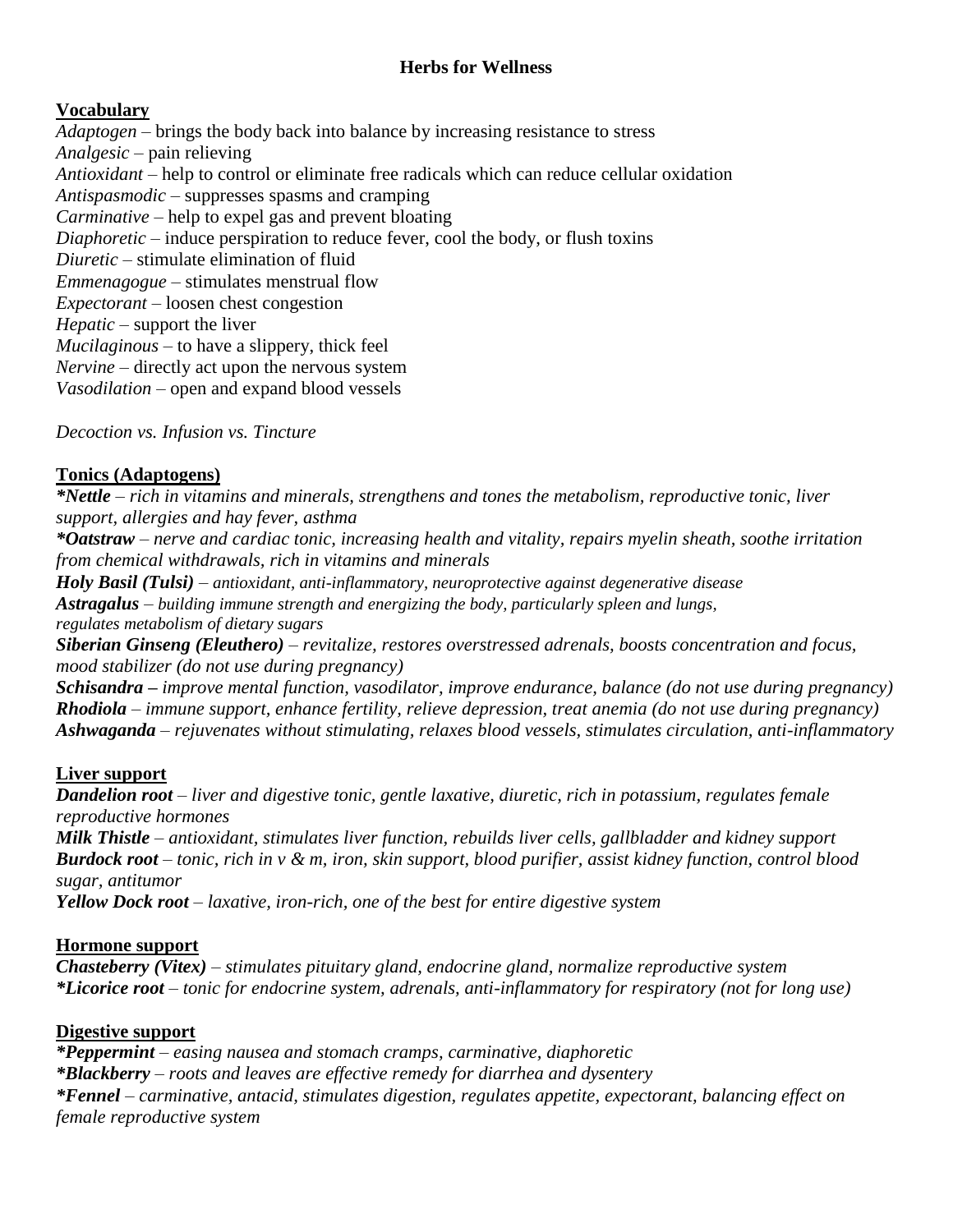# Herbs for Wellness

## Vocabulary

*Adaptogen* – brings the body back into balance by increasing resistance to stress
*Analgesic* – pain relieving
*Antioxidant* – help to control or eliminate free radicals which can reduce cellular oxidation
*Antispasmodic* – suppresses spasms and cramping
*Carminative* – help to expel gas and prevent bloating
*Diaphoretic* – induce perspiration to reduce fever, cool the body, or flush toxins
*Diuretic* – stimulate elimination of fluid
*Emmenagogue* – stimulates menstrual flow
*Expectorant* – loosen chest congestion
*Hepatic* – support the liver
*Mucilaginous* – to have a slippery, thick feel
*Nervine* – directly act upon the nervous system
*Vasodilation* – open and expand blood vessels

*Decoction vs. Infusion vs. Tincture*

## Tonics (Adaptogens)

***Nettle** – rich in vitamins and minerals, strengthens and tones the metabolism, reproductive tonic, liver support, allergies and hay fever, asthma*
***Oatstraw** – nerve and cardiac tonic, increasing health and vitality, repairs myelin sheath, soothe irritation from chemical withdrawals, rich in vitamins and minerals*
***Holy Basil (Tulsi)** – antioxidant, anti-inflammatory, neuroprotective against degenerative disease*
***Astragalus** – building immune strength and energizing the body, particularly spleen and lungs, regulates metabolism of dietary sugars*
***Siberian Ginseng (Eleuthero)** – revitalize, restores overstressed adrenals, boosts concentration and focus, mood stabilizer (do not use during pregnancy)*
***Schisandra** – improve mental function, vasodilator, improve endurance, balance (do not use during pregnancy)*
***Rhodiola** – immune support, enhance fertility, relieve depression, treat anemia (do not use during pregnancy)*
***Ashwaganda** – rejuvenates without stimulating, relaxes blood vessels, stimulates circulation, anti-inflammatory*

## Liver support

***Dandelion root** – liver and digestive tonic, gentle laxative, diuretic, rich in potassium, regulates female reproductive hormones*
***Milk Thistle** – antioxidant, stimulates liver function, rebuilds liver cells, gallbladder and kidney support*
***Burdock root** – tonic, rich in v & m, iron, skin support, blood purifier, assist kidney function, control blood sugar, antitumor*
***Yellow Dock root** – laxative, iron-rich, one of the best for entire digestive system*

## Hormone support

***Chasteberry (Vitex)** – stimulates pituitary gland, endocrine gland, normalize reproductive system*
***Licorice root** – tonic for endocrine system, adrenals, anti-inflammatory for respiratory (not for long use)*

## Digestive support

***Peppermint** – easing nausea and stomach cramps, carminative, diaphoretic*
***Blackberry** – roots and leaves are effective remedy for diarrhea and dysentery*
***Fennel** – carminative, antacid, stimulates digestion, regulates appetite, expectorant, balancing effect on female reproductive system*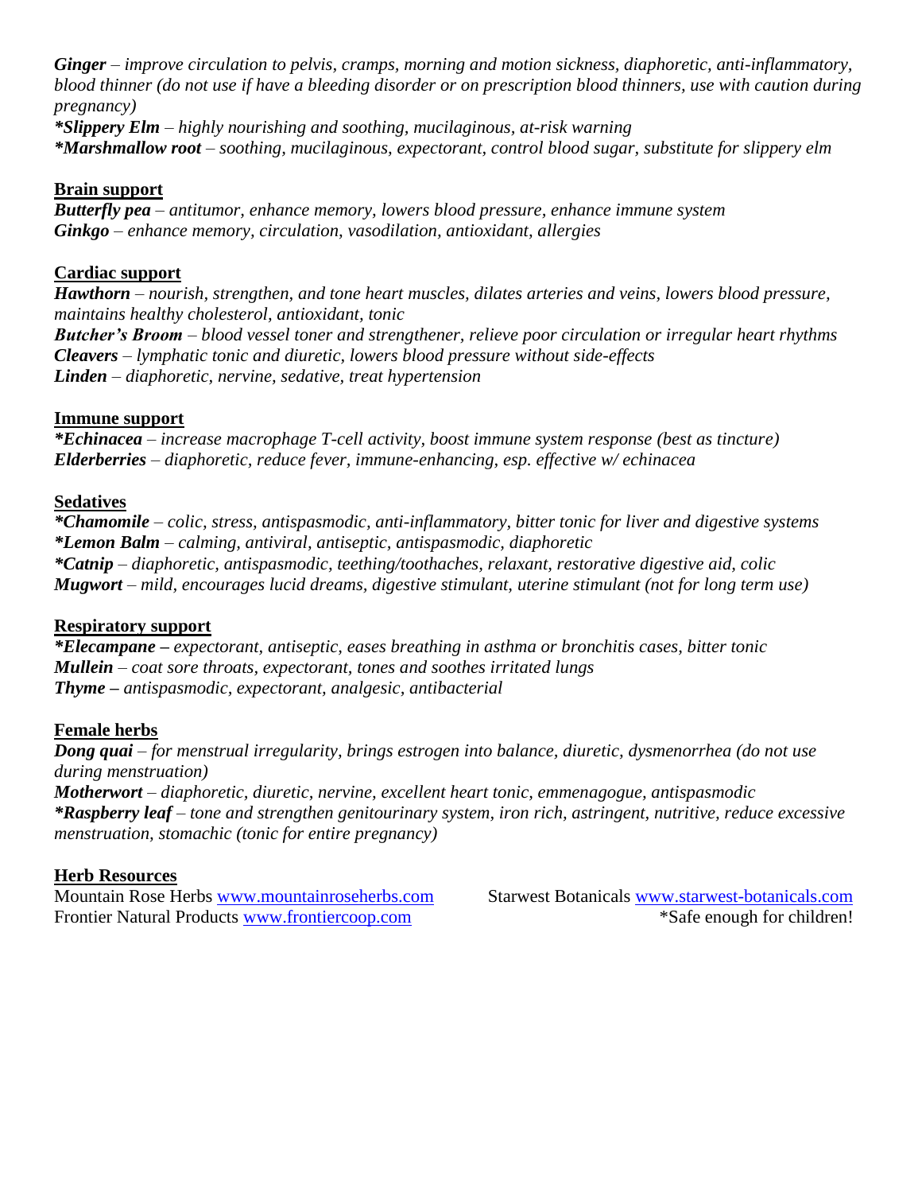***Ginger*** *– improve circulation to pelvis, cramps, morning and motion sickness, diaphoretic, anti-inflammatory, blood thinner (do not use if have a bleeding disorder or on prescription blood thinners, use with caution during pregnancy)*

***\*Slippery Elm*** *– highly nourishing and soothing, mucilaginous, at-risk warning*

***\*Marshmallow root*** *– soothing, mucilaginous, expectorant, control blood sugar, substitute for slippery elm*

**Brain support**

***Butterfly pea*** *– antitumor, enhance memory, lowers blood pressure, enhance immune system*

***Ginkgo*** *– enhance memory, circulation, vasodilation, antioxidant, allergies*

**Cardiac support**

***Hawthorn*** *– nourish, strengthen, and tone heart muscles, dilates arteries and veins, lowers blood pressure, maintains healthy cholesterol, antioxidant, tonic*

***Butcher's Broom*** *– blood vessel toner and strengthener, relieve poor circulation or irregular heart rhythms*

***Cleavers*** *– lymphatic tonic and diuretic, lowers blood pressure without side-effects*

***Linden*** *– diaphoretic, nervine, sedative, treat hypertension*

**Immune support**

***\*Echinacea*** *– increase macrophage T-cell activity, boost immune system response (best as tincture)*

***Elderberries*** *– diaphoretic, reduce fever, immune-enhancing, esp. effective w/ echinacea*

**Sedatives**

***\*Chamomile*** *– colic, stress, antispasmodic, anti-inflammatory, bitter tonic for liver and digestive systems*

***\*Lemon Balm*** *– calming, antiviral, antiseptic, antispasmodic, diaphoretic*

***\*Catnip*** *– diaphoretic, antispasmodic, teething/toothaches, relaxant, restorative digestive aid, colic*

***Mugwort*** *– mild, encourages lucid dreams, digestive stimulant, uterine stimulant (not for long term use)*

**Respiratory support**

***\*Elecampane –*** *expectorant, antiseptic, eases breathing in asthma or bronchitis cases, bitter tonic*

***Mullein*** *– coat sore throats, expectorant, tones and soothes irritated lungs*

***Thyme –*** *antispasmodic, expectorant, analgesic, antibacterial*

**Female herbs**

***Dong quai*** *– for menstrual irregularity, brings estrogen into balance, diuretic, dysmenorrhea (do not use during menstruation)*

***Motherwort*** *– diaphoretic, diuretic, nervine, excellent heart tonic, emmenagogue, antispasmodic*

***\*Raspberry leaf*** *– tone and strengthen genitourinary system, iron rich, astringent, nutritive, reduce excessive menstruation, stomachic (tonic for entire pregnancy)*

**Herb Resources**

Mountain Rose Herbs www.mountainroseherbs.com

Starwest Botanicals www.starwest-botanicals.com

Frontier Natural Products www.frontiercoop.com

*Safe enough for children!